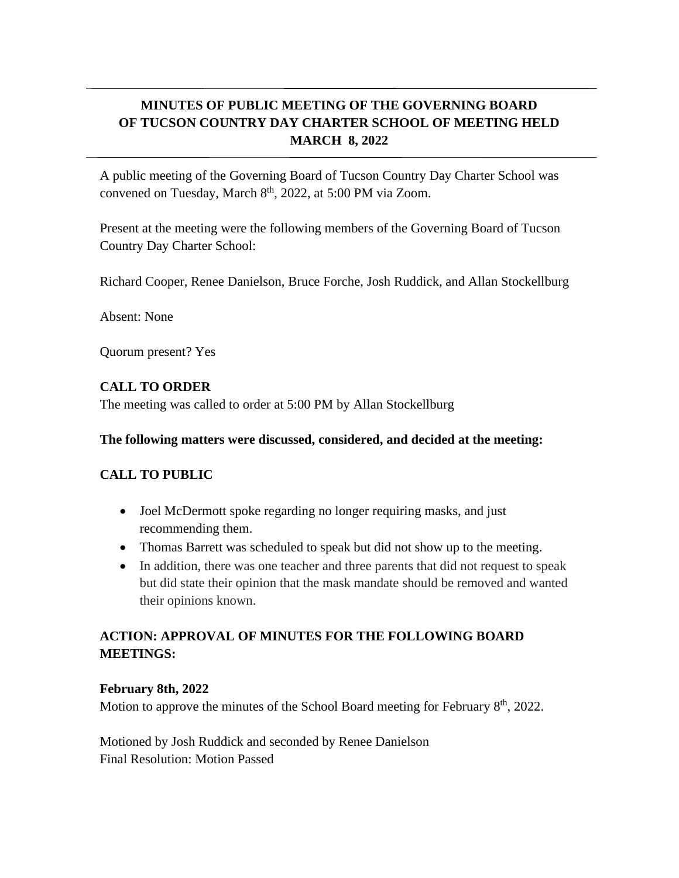# MINUTES OF PUBLIC MEETING OF THE GOVERNING BOARD OF TUCSON COUNTRY DAY CHARTER SCHOOL OF MEETING HELD MARCH 8, 2022

A public meeting of the Governing Board of Tucson Country Day Charter School was convened on Tuesday, March 8th, 2022, at 5:00 PM via Zoom.

Present at the meeting were the following members of the Governing Board of Tucson Country Day Charter School:

Richard Cooper, Renee Danielson, Bruce Forche, Josh Ruddick, and Allan Stockellburg

Absent: None

Quorum present? Yes

**CALL TO ORDER**
The meeting was called to order at 5:00 PM by Allan Stockellburg

**The following matters were discussed, considered, and decided at the meeting:**

**CALL TO PUBLIC**

- Joel McDermott spoke regarding no longer requiring masks, and just recommending them.
- Thomas Barrett was scheduled to speak but did not show up to the meeting.
- In addition, there was one teacher and three parents that did not request to speak but did state their opinion that the mask mandate should be removed and wanted their opinions known.

**ACTION: APPROVAL OF MINUTES FOR THE FOLLOWING BOARD MEETINGS:**

**February 8th, 2022**
Motion to approve the minutes of the School Board meeting for February 8th, 2022.

Motioned by Josh Ruddick and seconded by Renee Danielson
Final Resolution: Motion Passed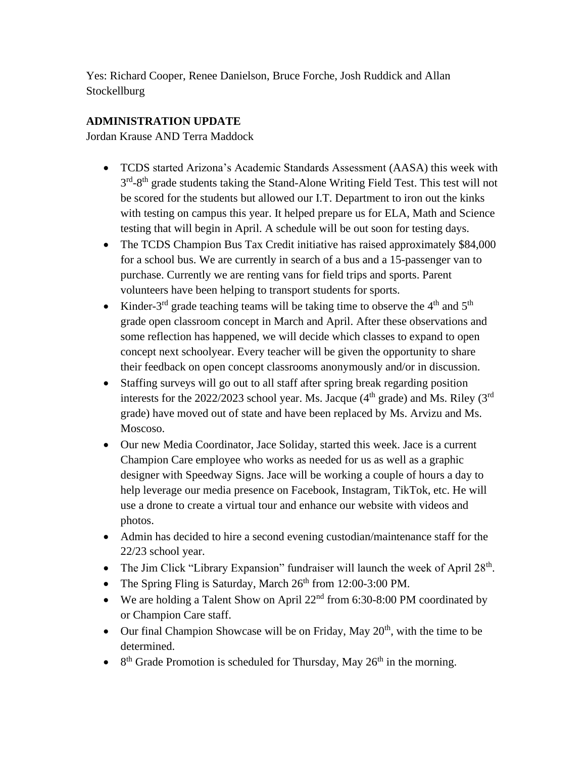Yes: Richard Cooper, Renee Danielson, Bruce Forche, Josh Ruddick and Allan Stockellburg

**ADMINISTRATION UPDATE**

Jordan Krause AND Terra Maddock

- TCDS started Arizona's Academic Standards Assessment (AASA) this week with 3rd-8th grade students taking the Stand-Alone Writing Field Test. This test will not be scored for the students but allowed our I.T. Department to iron out the kinks with testing on campus this year. It helped prepare us for ELA, Math and Science testing that will begin in April. A schedule will be out soon for testing days.
- The TCDS Champion Bus Tax Credit initiative has raised approximately $84,000 for a school bus. We are currently in search of a bus and a 15-passenger van to purchase. Currently we are renting vans for field trips and sports. Parent volunteers have been helping to transport students for sports.
- Kinder-3rd grade teaching teams will be taking time to observe the 4th and 5th grade open classroom concept in March and April. After these observations and some reflection has happened, we will decide which classes to expand to open concept next schoolyear. Every teacher will be given the opportunity to share their feedback on open concept classrooms anonymously and/or in discussion.
- Staffing surveys will go out to all staff after spring break regarding position interests for the 2022/2023 school year. Ms. Jacque (4th grade) and Ms. Riley (3rd grade) have moved out of state and have been replaced by Ms. Arvizu and Ms. Moscoso.
- Our new Media Coordinator, Jace Soliday, started this week. Jace is a current Champion Care employee who works as needed for us as well as a graphic designer with Speedway Signs. Jace will be working a couple of hours a day to help leverage our media presence on Facebook, Instagram, TikTok, etc. He will use a drone to create a virtual tour and enhance our website with videos and photos.
- Admin has decided to hire a second evening custodian/maintenance staff for the 22/23 school year.
- The Jim Click "Library Expansion" fundraiser will launch the week of April 28th.
- The Spring Fling is Saturday, March 26th from 12:00-3:00 PM.
- We are holding a Talent Show on April 22nd from 6:30-8:00 PM coordinated by or Champion Care staff.
- Our final Champion Showcase will be on Friday, May 20th, with the time to be determined.
- 8th Grade Promotion is scheduled for Thursday, May 26th in the morning.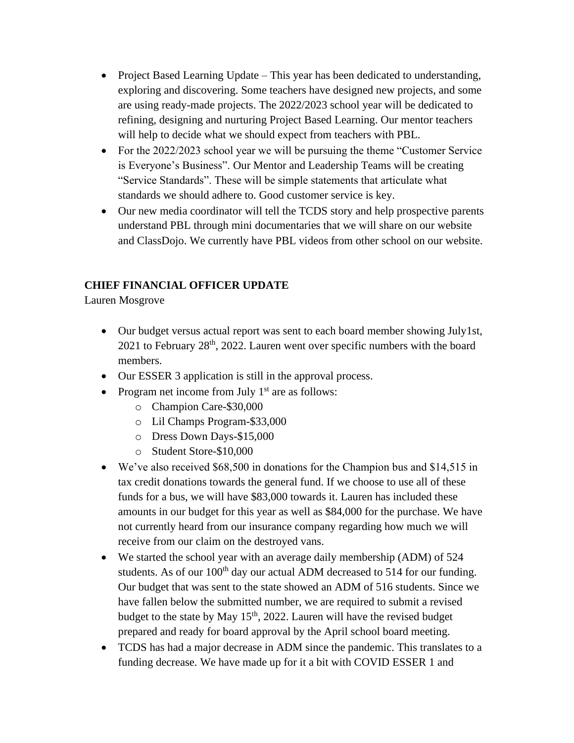- Project Based Learning Update – This year has been dedicated to understanding, exploring and discovering. Some teachers have designed new projects, and some are using ready-made projects. The 2022/2023 school year will be dedicated to refining, designing and nurturing Project Based Learning. Our mentor teachers will help to decide what we should expect from teachers with PBL.
- For the 2022/2023 school year we will be pursuing the theme "Customer Service is Everyone's Business". Our Mentor and Leadership Teams will be creating "Service Standards". These will be simple statements that articulate what standards we should adhere to. Good customer service is key.
- Our new media coordinator will tell the TCDS story and help prospective parents understand PBL through mini documentaries that we will share on our website and ClassDojo. We currently have PBL videos from other school on our website.

**CHIEF FINANCIAL OFFICER UPDATE**

Lauren Mosgrove

- Our budget versus actual report was sent to each board member showing July1st, 2021 to February 28th, 2022. Lauren went over specific numbers with the board members.
- Our ESSER 3 application is still in the approval process.
- Program net income from July 1st are as follows:
  - Champion Care-$30,000
  - Lil Champs Program-$33,000
  - Dress Down Days-$15,000
  - Student Store-$10,000
- We've also received $68,500 in donations for the Champion bus and $14,515 in tax credit donations towards the general fund. If we choose to use all of these funds for a bus, we will have $83,000 towards it. Lauren has included these amounts in our budget for this year as well as $84,000 for the purchase. We have not currently heard from our insurance company regarding how much we will receive from our claim on the destroyed vans.
- We started the school year with an average daily membership (ADM) of 524 students. As of our 100th day our actual ADM decreased to 514 for our funding. Our budget that was sent to the state showed an ADM of 516 students. Since we have fallen below the submitted number, we are required to submit a revised budget to the state by May 15th, 2022. Lauren will have the revised budget prepared and ready for board approval by the April school board meeting.
- TCDS has had a major decrease in ADM since the pandemic. This translates to a funding decrease. We have made up for it a bit with COVID ESSER 1 and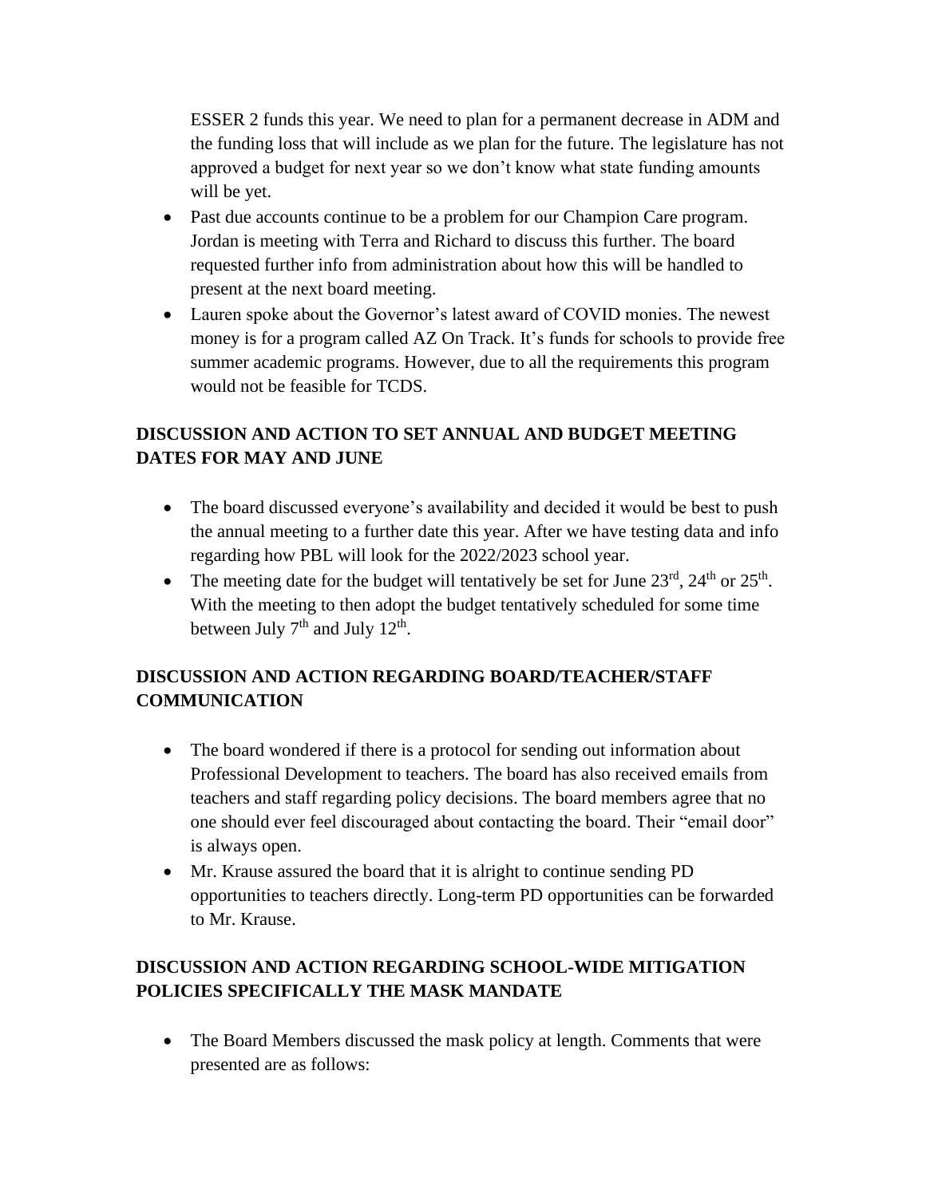ESSER 2 funds this year. We need to plan for a permanent decrease in ADM and the funding loss that will include as we plan for the future. The legislature has not approved a budget for next year so we don't know what state funding amounts will be yet.

- Past due accounts continue to be a problem for our Champion Care program. Jordan is meeting with Terra and Richard to discuss this further. The board requested further info from administration about how this will be handled to present at the next board meeting.
- Lauren spoke about the Governor's latest award of COVID monies. The newest money is for a program called AZ On Track. It's funds for schools to provide free summer academic programs. However, due to all the requirements this program would not be feasible for TCDS.

**DISCUSSION AND ACTION TO SET ANNUAL AND BUDGET MEETING DATES FOR MAY AND JUNE**

- The board discussed everyone's availability and decided it would be best to push the annual meeting to a further date this year. After we have testing data and info regarding how PBL will look for the 2022/2023 school year.
- The meeting date for the budget will tentatively be set for June 23rd, 24th or 25th. With the meeting to then adopt the budget tentatively scheduled for some time between July 7th and July 12th.

**DISCUSSION AND ACTION REGARDING BOARD/TEACHER/STAFF COMMUNICATION**

- The board wondered if there is a protocol for sending out information about Professional Development to teachers. The board has also received emails from teachers and staff regarding policy decisions. The board members agree that no one should ever feel discouraged about contacting the board. Their "email door" is always open.
- Mr. Krause assured the board that it is alright to continue sending PD opportunities to teachers directly. Long-term PD opportunities can be forwarded to Mr. Krause.

**DISCUSSION AND ACTION REGARDING SCHOOL-WIDE MITIGATION POLICIES SPECIFICALLY THE MASK MANDATE**

- The Board Members discussed the mask policy at length. Comments that were presented are as follows: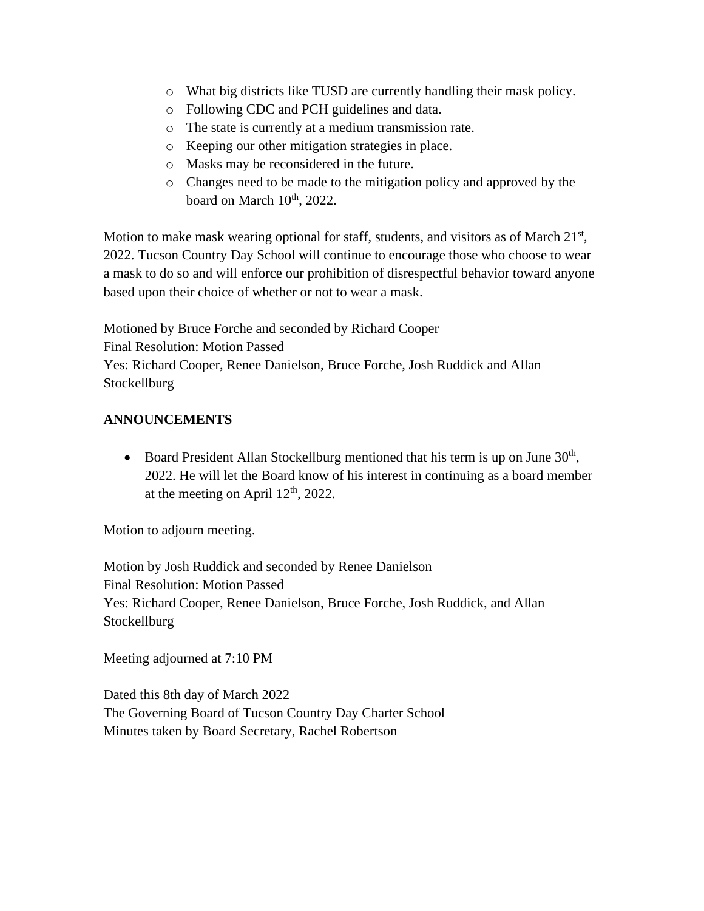- What big districts like TUSD are currently handling their mask policy.
  - Following CDC and PCH guidelines and data.
  - The state is currently at a medium transmission rate.
  - Keeping our other mitigation strategies in place.
  - Masks may be reconsidered in the future.
  - Changes need to be made to the mitigation policy and approved by the board on March 10th, 2022.

Motion to make mask wearing optional for staff, students, and visitors as of March 21st, 2022. Tucson Country Day School will continue to encourage those who choose to wear a mask to do so and will enforce our prohibition of disrespectful behavior toward anyone based upon their choice of whether or not to wear a mask.

Motioned by Bruce Forche and seconded by Richard Cooper
Final Resolution: Motion Passed
Yes: Richard Cooper, Renee Danielson, Bruce Forche, Josh Ruddick and Allan Stockellburg

**ANNOUNCEMENTS**

- Board President Allan Stockellburg mentioned that his term is up on June 30th, 2022. He will let the Board know of his interest in continuing as a board member at the meeting on April 12th, 2022.

Motion to adjourn meeting.

Motion by Josh Ruddick and seconded by Renee Danielson
Final Resolution: Motion Passed
Yes: Richard Cooper, Renee Danielson, Bruce Forche, Josh Ruddick, and Allan Stockellburg

Meeting adjourned at 7:10 PM

Dated this 8th day of March 2022
The Governing Board of Tucson Country Day Charter School
Minutes taken by Board Secretary, Rachel Robertson